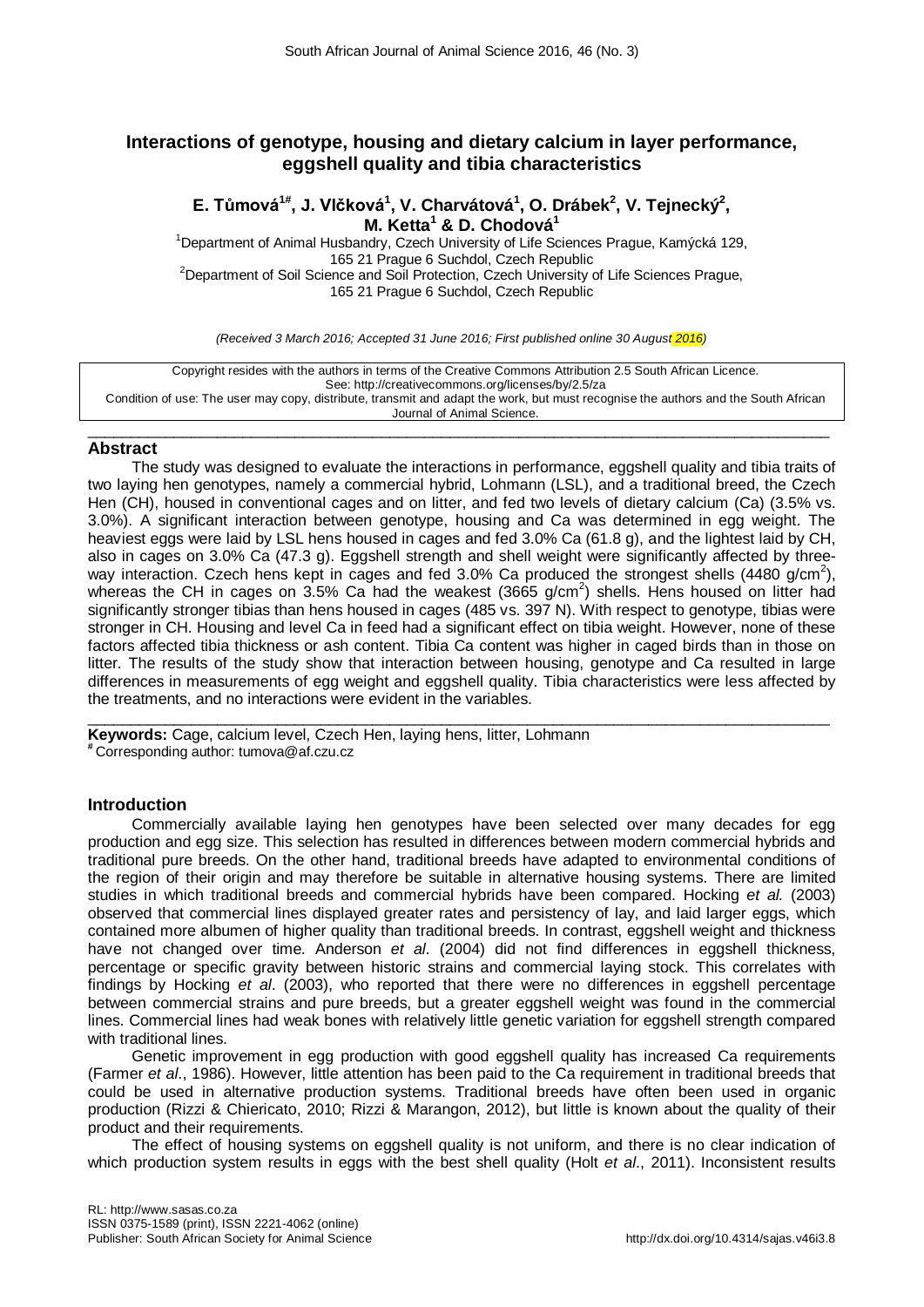# Interactions of genotype, housing and dietary calcium in layer performance, eggshell quality and tibia characteristics

**E. Tůmová[1#], J. Vlčková[1], V. Charvátová[1], O. Drábek[2], V. Tejnecký[2], M. Ketta[1] & D. Chodová[1]**

[1]Department of Animal Husbandry, Czech University of Life Sciences Prague, Kamýcká 129, 165 21 Prague 6 Suchdol, Czech Republic

[2]Department of Soil Science and Soil Protection, Czech University of Life Sciences Prague, 165 21 Prague 6 Suchdol, Czech Republic

*(Received 3 March 2016; Accepted 31 June 2016; First published online 30 August 2016)*

Copyright resides with the authors in terms of the Creative Commons Attribution 2.5 South African Licence.
See: http://creativecommons.org/licenses/by/2.5/za
Condition of use: The user may copy, distribute, transmit and adapt the work, but must recognise the authors and the South African Journal of Animal Science.

## Abstract

The study was designed to evaluate the interactions in performance, eggshell quality and tibia traits of two laying hen genotypes, namely a commercial hybrid, Lohmann (LSL), and a traditional breed, the Czech Hen (CH), housed in conventional cages and on litter, and fed two levels of dietary calcium (Ca) (3.5% vs. 3.0%). A significant interaction between genotype, housing and Ca was determined in egg weight. The heaviest eggs were laid by LSL hens housed in cages and fed 3.0% Ca (61.8 g), and the lightest laid by CH, also in cages on 3.0% Ca (47.3 g). Eggshell strength and shell weight were significantly affected by three-way interaction. Czech hens kept in cages and fed 3.0% Ca produced the strongest shells (4480 g/cm$^2$), whereas the CH in cages on 3.5% Ca had the weakest (3665 g/cm$^2$) shells. Hens housed on litter had significantly stronger tibias than hens housed in cages (485 vs. 397 N). With respect to genotype, tibias were stronger in CH. Housing and level Ca in feed had a significant effect on tibia weight. However, none of these factors affected tibia thickness or ash content. Tibia Ca content was higher in caged birds than in those on litter. The results of the study show that interaction between housing, genotype and Ca resulted in large differences in measurements of egg weight and eggshell quality. Tibia characteristics were less affected by the treatments, and no interactions were evident in the variables.

**Keywords:** Cage, calcium level, Czech Hen, laying hens, litter, Lohmann

[#] Corresponding author: tumova@af.czu.cz

## Introduction

Commercially available laying hen genotypes have been selected over many decades for egg production and egg size. This selection has resulted in differences between modern commercial hybrids and traditional pure breeds. On the other hand, traditional breeds have adapted to environmental conditions of the region of their origin and may therefore be suitable in alternative housing systems. There are limited studies in which traditional breeds and commercial hybrids have been compared. Hocking *et al.* (2003) observed that commercial lines displayed greater rates and persistency of lay, and laid larger eggs, which contained more albumen of higher quality than traditional breeds. In contrast, eggshell weight and thickness have not changed over time. Anderson *et al*. (2004) did not find differences in eggshell thickness, percentage or specific gravity between historic strains and commercial laying stock. This correlates with findings by Hocking *et al*. (2003), who reported that there were no differences in eggshell percentage between commercial strains and pure breeds, but a greater eggshell weight was found in the commercial lines. Commercial lines had weak bones with relatively little genetic variation for eggshell strength compared with traditional lines.

Genetic improvement in egg production with good eggshell quality has increased Ca requirements (Farmer *et al*., 1986). However, little attention has been paid to the Ca requirement in traditional breeds that could be used in alternative production systems. Traditional breeds have often been used in organic production (Rizzi & Chiericato, 2010; Rizzi & Marangon, 2012), but little is known about the quality of their product and their requirements.

The effect of housing systems on eggshell quality is not uniform, and there is no clear indication of which production system results in eggs with the best shell quality (Holt *et al*., 2011). Inconsistent results

URL: http://www.sasas.co.za
ISSN 0375-1589 (print), ISSN 2221-4062 (online)
Publisher: South African Society for Animal Science
http://dx.doi.org/10.4314/sajas.v46i3.8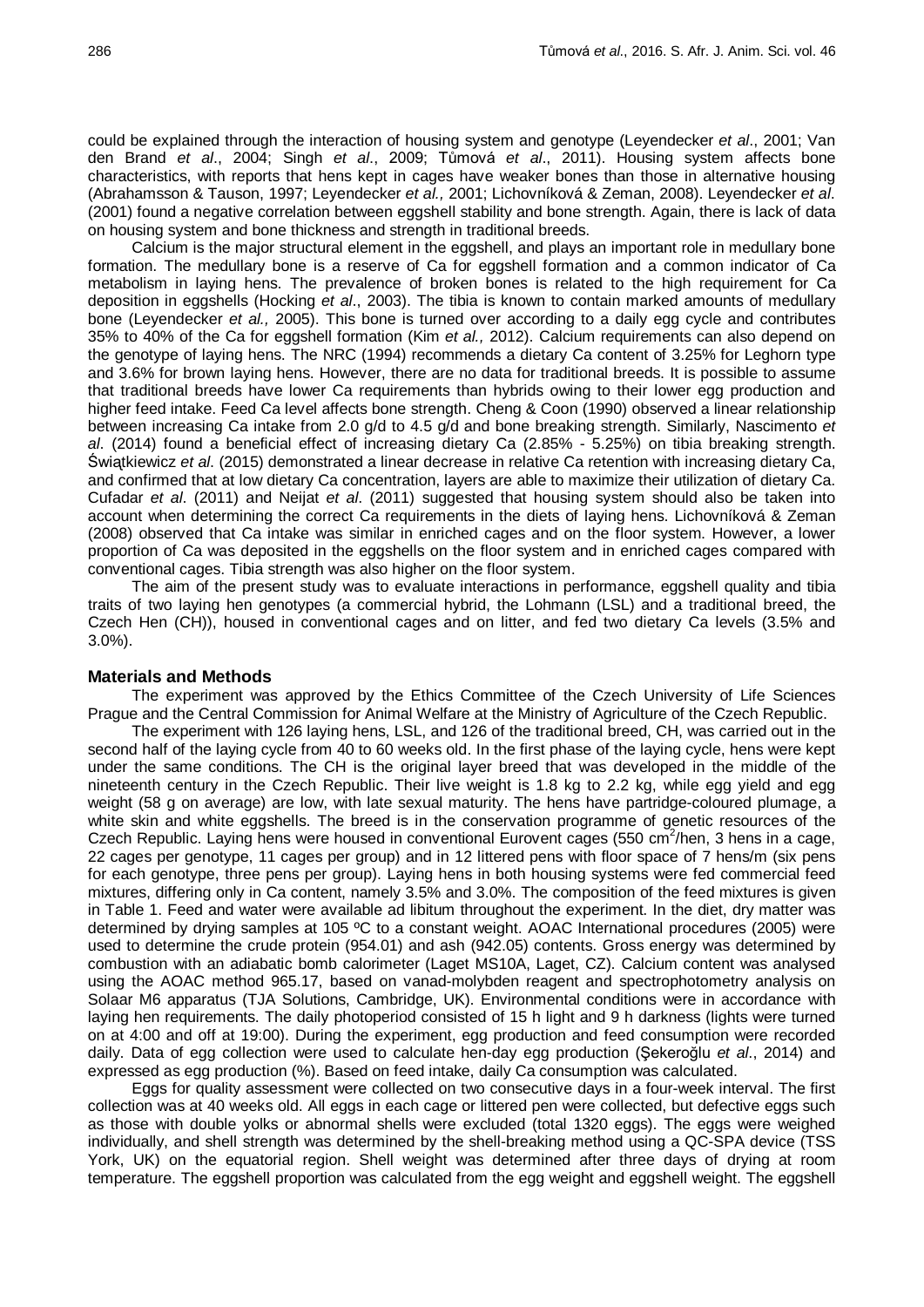could be explained through the interaction of housing system and genotype (Leyendecker *et al*., 2001; Van den Brand *et al*., 2004; Singh *et al*., 2009; Tůmová *et al*., 2011). Housing system affects bone characteristics, with reports that hens kept in cages have weaker bones than those in alternative housing (Abrahamsson & Tauson, 1997; Leyendecker *et al.,* 2001; Lichovníková & Zeman, 2008). Leyendecker *et al*. (2001) found a negative correlation between eggshell stability and bone strength. Again, there is lack of data on housing system and bone thickness and strength in traditional breeds.

Calcium is the major structural element in the eggshell, and plays an important role in medullary bone formation. The medullary bone is a reserve of Ca for eggshell formation and a common indicator of Ca metabolism in laying hens. The prevalence of broken bones is related to the high requirement for Ca deposition in eggshells (Hocking *et al*., 2003). The tibia is known to contain marked amounts of medullary bone (Leyendecker *et al.,* 2005). This bone is turned over according to a daily egg cycle and contributes 35% to 40% of the Ca for eggshell formation (Kim *et al.,* 2012). Calcium requirements can also depend on the genotype of laying hens. The NRC (1994) recommends a dietary Ca content of 3.25% for Leghorn type and 3.6% for brown laying hens. However, there are no data for traditional breeds. It is possible to assume that traditional breeds have lower Ca requirements than hybrids owing to their lower egg production and higher feed intake. Feed Ca level affects bone strength. Cheng & Coon (1990) observed a linear relationship between increasing Ca intake from 2.0 g/d to 4.5 g/d and bone breaking strength. Similarly, Nascimento *et al*. (2014) found a beneficial effect of increasing dietary Ca (2.85% - 5.25%) on tibia breaking strength. Świątkiewicz *et al*. (2015) demonstrated a linear decrease in relative Ca retention with increasing dietary Ca, and confirmed that at low dietary Ca concentration, layers are able to maximize their utilization of dietary Ca. Cufadar *et al*. (2011) and Neijat *et al*. (2011) suggested that housing system should also be taken into account when determining the correct Ca requirements in the diets of laying hens. Lichovníková & Zeman (2008) observed that Ca intake was similar in enriched cages and on the floor system. However, a lower proportion of Ca was deposited in the eggshells on the floor system and in enriched cages compared with conventional cages. Tibia strength was also higher on the floor system.

The aim of the present study was to evaluate interactions in performance, eggshell quality and tibia traits of two laying hen genotypes (a commercial hybrid, the Lohmann (LSL) and a traditional breed, the Czech Hen (CH)), housed in conventional cages and on litter, and fed two dietary Ca levels (3.5% and 3.0%).

## Materials and Methods

The experiment was approved by the Ethics Committee of the Czech University of Life Sciences Prague and the Central Commission for Animal Welfare at the Ministry of Agriculture of the Czech Republic.

The experiment with 126 laying hens, LSL, and 126 of the traditional breed, CH, was carried out in the second half of the laying cycle from 40 to 60 weeks old. In the first phase of the laying cycle, hens were kept under the same conditions. The CH is the original layer breed that was developed in the middle of the nineteenth century in the Czech Republic. Their live weight is 1.8 kg to 2.2 kg, while egg yield and egg weight (58 g on average) are low, with late sexual maturity. The hens have partridge-coloured plumage, a white skin and white eggshells. The breed is in the conservation programme of genetic resources of the Czech Republic. Laying hens were housed in conventional Eurovent cages (550 $cm^2$/hen, 3 hens in a cage, 22 cages per genotype, 11 cages per group) and in 12 littered pens with floor space of 7 hens/m (six pens for each genotype, three pens per group). Laying hens in both housing systems were fed commercial feed mixtures, differing only in Ca content, namely 3.5% and 3.0%. The composition of the feed mixtures is given in Table 1. Feed and water were available ad libitum throughout the experiment. In the diet, dry matter was determined by drying samples at 105 ºC to a constant weight. AOAC International procedures (2005) were used to determine the crude protein (954.01) and ash (942.05) contents. Gross energy was determined by combustion with an adiabatic bomb calorimeter (Laget MS10A, Laget, CZ). Calcium content was analysed using the AOAC method 965.17, based on vanad-molybden reagent and spectrophotometry analysis on Solaar M6 apparatus (TJA Solutions, Cambridge, UK). Environmental conditions were in accordance with laying hen requirements. The daily photoperiod consisted of 15 h light and 9 h darkness (lights were turned on at 4:00 and off at 19:00). During the experiment, egg production and feed consumption were recorded daily. Data of egg collection were used to calculate hen-day egg production (Şekeroğlu *et al*., 2014) and expressed as egg production (%). Based on feed intake, daily Ca consumption was calculated.

Eggs for quality assessment were collected on two consecutive days in a four-week interval. The first collection was at 40 weeks old. All eggs in each cage or littered pen were collected, but defective eggs such as those with double yolks or abnormal shells were excluded (total 1320 eggs). The eggs were weighed individually, and shell strength was determined by the shell-breaking method using a QC-SPA device (TSS York, UK) on the equatorial region. Shell weight was determined after three days of drying at room temperature. The eggshell proportion was calculated from the egg weight and eggshell weight. The eggshell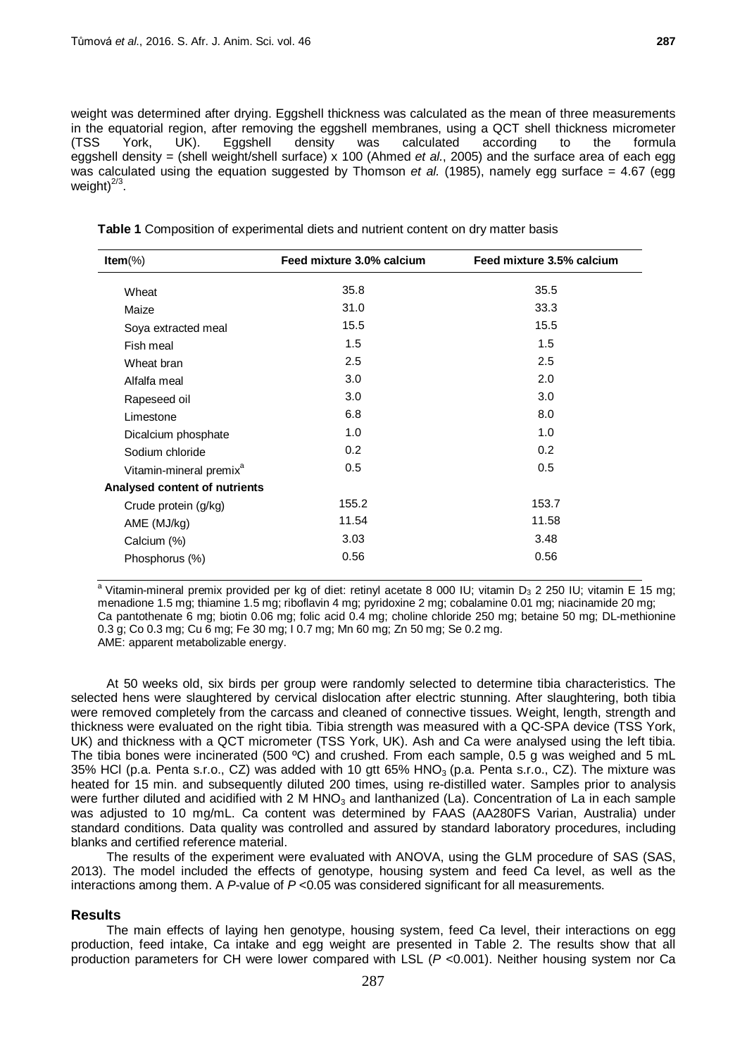weight was determined after drying. Eggshell thickness was calculated as the mean of three measurements in the equatorial region, after removing the eggshell membranes, using a QCT shell thickness micrometer (TSS York, UK). Eggshell density was calculated according to the formula eggshell density = (shell weight/shell surface) x 100 (Ahmed *et al.*, 2005) and the surface area of each egg was calculated using the equation suggested by Thomson *et al.* (1985), namely egg surface = 4.67 (egg weight)$^{2/3}$.

**Table 1** Composition of experimental diets and nutrient content on dry matter basis

| **Item**(%) | **Feed mixture 3.0% calcium** | **Feed mixture 3.5% calcium** |
|---|---|---|
| Wheat | 35.8 | 35.5 |
| Maize | 31.0 | 33.3 |
| Soya extracted meal | 15.5 | 15.5 |
| Fish meal | 1.5 | 1.5 |
| Wheat bran | 2.5 | 2.5 |
| Alfalfa meal | 3.0 | 2.0 |
| Rapeseed oil | 3.0 | 3.0 |
| Limestone | 6.8 | 8.0 |
| Dicalcium phosphate | 1.0 | 1.0 |
| Sodium chloride | 0.2 | 0.2 |
| Vitamin-mineral premix[a] | 0.5 | 0.5 |
| **Analysed content of nutrients** | | |
| Crude protein (g/kg) | 155.2 | 153.7 |
| AME (MJ/kg) | 11.54 | 11.58 |
| Calcium (%) | 3.03 | 3.48 |
| Phosphorus (%) | 0.56 | 0.56 |

[a] Vitamin-mineral premix provided per kg of diet: retinyl acetate 8 000 IU; vitamin $D_3$ 2 250 IU; vitamin E 15 mg; menadione 1.5 mg; thiamine 1.5 mg; riboflavin 4 mg; pyridoxine 2 mg; cobalamine 0.01 mg; niacinamide 20 mg; Ca pantothenate 6 mg; biotin 0.06 mg; folic acid 0.4 mg; choline chloride 250 mg; betaine 50 mg; DL-methionine 0.3 g; Co 0.3 mg; Cu 6 mg; Fe 30 mg; I 0.7 mg; Mn 60 mg; Zn 50 mg; Se 0.2 mg.
AME: apparent metabolizable energy.

At 50 weeks old, six birds per group were randomly selected to determine tibia characteristics. The selected hens were slaughtered by cervical dislocation after electric stunning. After slaughtering, both tibia were removed completely from the carcass and cleaned of connective tissues. Weight, length, strength and thickness were evaluated on the right tibia. Tibia strength was measured with a QC-SPA device (TSS York, UK) and thickness with a QCT micrometer (TSS York, UK). Ash and Ca were analysed using the left tibia. The tibia bones were incinerated (500 ºC) and crushed. From each sample, 0.5 g was weighed and 5 mL 35% HCl (p.a. Penta s.r.o., CZ) was added with 10 gtt 65% $HNO_3$ (p.a. Penta s.r.o., CZ). The mixture was heated for 15 min. and subsequently diluted 200 times, using re-distilled water. Samples prior to analysis were further diluted and acidified with 2 M $HNO_3$ and lanthanized (La). Concentration of La in each sample was adjusted to 10 mg/mL. Ca content was determined by FAAS (AA280FS Varian, Australia) under standard conditions. Data quality was controlled and assured by standard laboratory procedures, including blanks and certified reference material.

The results of the experiment were evaluated with ANOVA, using the GLM procedure of SAS (SAS, 2013). The model included the effects of genotype, housing system and feed Ca level, as well as the interactions among them. A *P*-value of $P < 0.05$ was considered significant for all measurements.

## Results

The main effects of laying hen genotype, housing system, feed Ca level, their interactions on egg production, feed intake, Ca intake and egg weight are presented in Table 2. The results show that all production parameters for CH were lower compared with LSL ($P < 0.001$). Neither housing system nor Ca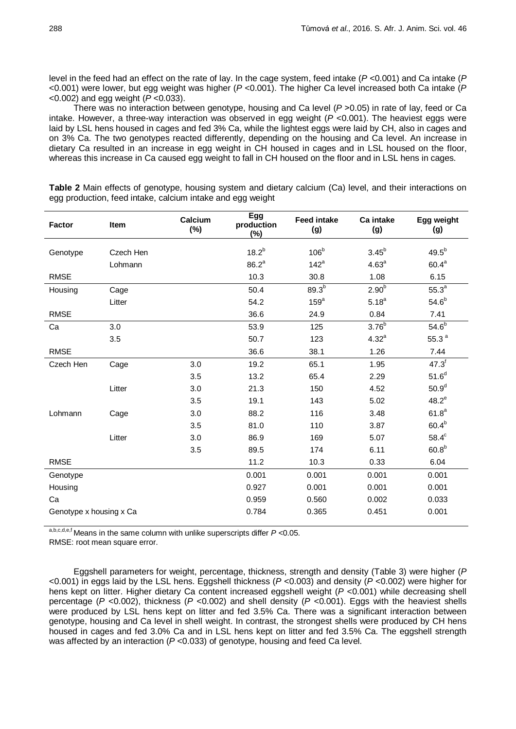level in the feed had an effect on the rate of lay. In the cage system, feed intake ($P$ <0.001) and Ca intake ($P$ <0.001) were lower, but egg weight was higher ($P$ <0.001). The higher Ca level increased both Ca intake ($P$ <0.002) and egg weight ($P$ <0.033).

There was no interaction between genotype, housing and Ca level ($P$ >0.05) in rate of lay, feed or Ca intake. However, a three-way interaction was observed in egg weight ($P$ <0.001). The heaviest eggs were laid by LSL hens housed in cages and fed 3% Ca, while the lightest eggs were laid by CH, also in cages and on 3% Ca. The two genotypes reacted differently, depending on the housing and Ca level. An increase in dietary Ca resulted in an increase in egg weight in CH housed in cages and in LSL housed on the floor, whereas this increase in Ca caused egg weight to fall in CH housed on the floor and in LSL hens in cages.

**Table 2** Main effects of genotype, housing system and dietary calcium (Ca) level, and their interactions on egg production, feed intake, calcium intake and egg weight

| Factor | Item | Calcium (%) | Egg production (%) | Feed intake (g) | Ca intake (g) | Egg weight (g) |
|---|---|---|---|---|---|---|
| Genotype | Czech Hen | | $18.2^{b}$ | $106^{b}$ | $3.45^{b}$ | $49.5^{b}$ |
| | Lohmann | | $86.2^{a}$ | $142^{a}$ | $4.63^{a}$ | $60.4^{a}$ |
| RMSE | | | 10.3 | 30.8 | 1.08 | 6.15 |
| Housing | Cage | | 50.4 | $89.3^{b}$ | $2.90^{b}$ | $55.3^{a}$ |
| | Litter | | 54.2 | $159^{a}$ | $5.18^{a}$ | $54.6^{b}$ |
| RMSE | | | 36.6 | 24.9 | 0.84 | 7.41 |
| Ca | 3.0 | | 53.9 | 125 | $3.76^{b}$ | $54.6^{b}$ |
| | 3.5 | | 50.7 | 123 | $4.32^{a}$ | $55.3^{a}$ |
| RMSE | | | 36.6 | 38.1 | 1.26 | 7.44 |
| Czech Hen | Cage | 3.0 | 19.2 | 65.1 | 1.95 | $47.3^{f}$ |
| | | 3.5 | 13.2 | 65.4 | 2.29 | $51.6^{d}$ |
| | Litter | 3.0 | 21.3 | 150 | 4.52 | $50.9^{d}$ |
| | | 3.5 | 19.1 | 143 | 5.02 | $48.2^{e}$ |
| Lohmann | Cage | 3.0 | 88.2 | 116 | 3.48 | $61.8^{a}$ |
| | | 3.5 | 81.0 | 110 | 3.87 | $60.4^{b}$ |
| | Litter | 3.0 | 86.9 | 169 | 5.07 | $58.4^{c}$ |
| | | 3.5 | 89.5 | 174 | 6.11 | $60.8^{b}$ |
| RMSE | | | 11.2 | 10.3 | 0.33 | 6.04 |
| Genotype | | | 0.001 | 0.001 | 0.001 | 0.001 |
| Housing | | | 0.927 | 0.001 | 0.001 | 0.001 |
| Ca | | | 0.959 | 0.560 | 0.002 | 0.033 |
| Genotype x housing x Ca | | | 0.784 | 0.365 | 0.451 | 0.001 |

[a,b,c,d,e,f] Means in the same column with unlike superscripts differ $P$ <0.05.
RMSE: root mean square error.

Eggshell parameters for weight, percentage, thickness, strength and density (Table 3) were higher ($P$ <0.001) in eggs laid by the LSL hens. Eggshell thickness ($P$ <0.003) and density ($P$ <0.002) were higher for hens kept on litter. Higher dietary Ca content increased eggshell weight ($P$ <0.001) while decreasing shell percentage ($P$ <0.002), thickness ($P$ <0.002) and shell density ($P$ <0.001). Eggs with the heaviest shells were produced by LSL hens kept on litter and fed 3.5% Ca. There was a significant interaction between genotype, housing and Ca level in shell weight. In contrast, the strongest shells were produced by CH hens housed in cages and fed 3.0% Ca and in LSL hens kept on litter and fed 3.5% Ca. The eggshell strength was affected by an interaction ($P$ <0.033) of genotype, housing and feed Ca level.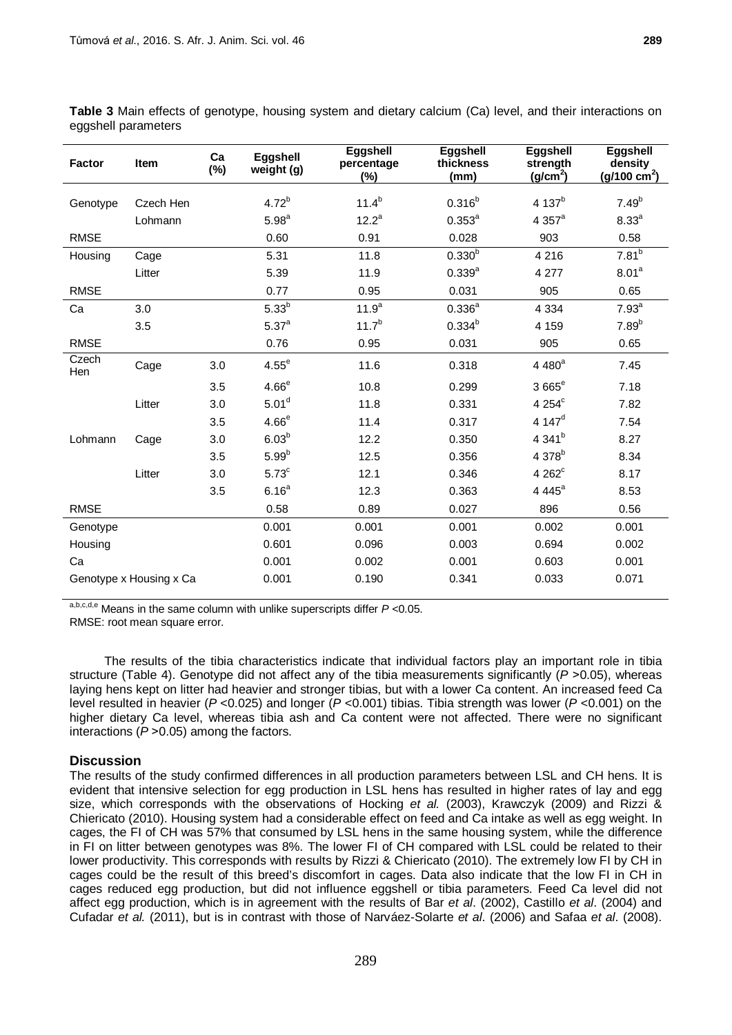**Table 3** Main effects of genotype, housing system and dietary calcium (Ca) level, and their interactions on eggshell parameters

| Factor | Item | Ca (%) | Eggshell weight (g) | Eggshell percentage (%) | Eggshell thickness (mm) | Eggshell strength (g/cm$^2$) | Eggshell density (g/100 cm$^2$) |
|---|---|---|---|---|---|---|---|
| Genotype | Czech Hen | | 4.72$^b$ | 11.4$^b$ | 0.316$^b$ | 4 137$^b$ | 7.49$^b$ |
| | Lohmann | | 5.98$^a$ | 12.2$^a$ | 0.353$^a$ | 4 357$^a$ | 8.33$^a$ |
| RMSE | | | 0.60 | 0.91 | 0.028 | 903 | 0.58 |
| Housing | Cage | | 5.31 | 11.8 | 0.330$^b$ | 4 216 | 7.81$^b$ |
| | Litter | | 5.39 | 11.9 | 0.339$^a$ | 4 277 | 8.01$^a$ |
| RMSE | | | 0.77 | 0.95 | 0.031 | 905 | 0.65 |
| Ca | 3.0 | | 5.33$^b$ | 11.9$^a$ | 0.336$^a$ | 4 334 | 7.93$^a$ |
| | 3.5 | | 5.37$^a$ | 11.7$^b$ | 0.334$^b$ | 4 159 | 7.89$^b$ |
| RMSE | | | 0.76 | 0.95 | 0.031 | 905 | 0.65 |
| Czech Hen | Cage | 3.0 | 4.55$^e$ | 11.6 | 0.318 | 4 480$^a$ | 7.45 |
| | | 3.5 | 4.66$^e$ | 10.8 | 0.299 | 3 665$^e$ | 7.18 |
| | Litter | 3.0 | 5.01$^d$ | 11.8 | 0.331 | 4 254$^c$ | 7.82 |
| | | 3.5 | 4.66$^e$ | 11.4 | 0.317 | 4 147$^d$ | 7.54 |
| Lohmann | Cage | 3.0 | 6.03$^b$ | 12.2 | 0.350 | 4 341$^b$ | 8.27 |
| | | 3.5 | 5.99$^b$ | 12.5 | 0.356 | 4 378$^b$ | 8.34 |
| | Litter | 3.0 | 5.73$^c$ | 12.1 | 0.346 | 4 262$^c$ | 8.17 |
| | | 3.5 | 6.16$^a$ | 12.3 | 0.363 | 4 445$^a$ | 8.53 |
| RMSE | | | 0.58 | 0.89 | 0.027 | 896 | 0.56 |
| Genotype | | | 0.001 | 0.001 | 0.001 | 0.002 | 0.001 |
| Housing | | | 0.601 | 0.096 | 0.003 | 0.694 | 0.002 |
| Ca | | | 0.001 | 0.002 | 0.001 | 0.603 | 0.001 |
| Genotype x Housing x Ca | | | 0.001 | 0.190 | 0.341 | 0.033 | 0.071 |

a,b,c,d,e Means in the same column with unlike superscripts differ $P$ <0.05.
RMSE: root mean square error.

The results of the tibia characteristics indicate that individual factors play an important role in tibia structure (Table 4). Genotype did not affect any of the tibia measurements significantly ($P$ >0.05), whereas laying hens kept on litter had heavier and stronger tibias, but with a lower Ca content. An increased feed Ca level resulted in heavier ($P$ <0.025) and longer ($P$ <0.001) tibias. Tibia strength was lower ($P$ <0.001) on the higher dietary Ca level, whereas tibia ash and Ca content were not affected. There were no significant interactions ($P$ >0.05) among the factors.

## Discussion

The results of the study confirmed differences in all production parameters between LSL and CH hens. It is evident that intensive selection for egg production in LSL hens has resulted in higher rates of lay and egg size, which corresponds with the observations of Hocking *et al.* (2003), Krawczyk (2009) and Rizzi & Chiericato (2010). Housing system had a considerable effect on feed and Ca intake as well as egg weight. In cages, the FI of CH was 57% that consumed by LSL hens in the same housing system, while the difference in FI on litter between genotypes was 8%. The lower FI of CH compared with LSL could be related to their lower productivity. This corresponds with results by Rizzi & Chiericato (2010). The extremely low FI by CH in cages could be the result of this breed's discomfort in cages. Data also indicate that the low FI in CH in cages reduced egg production, but did not influence eggshell or tibia parameters. Feed Ca level did not affect egg production, which is in agreement with the results of Bar *et al*. (2002), Castillo *et al*. (2004) and Cufadar *et al.* (2011), but is in contrast with those of Narváez-Solarte *et al*. (2006) and Safaa *et al*. (2008).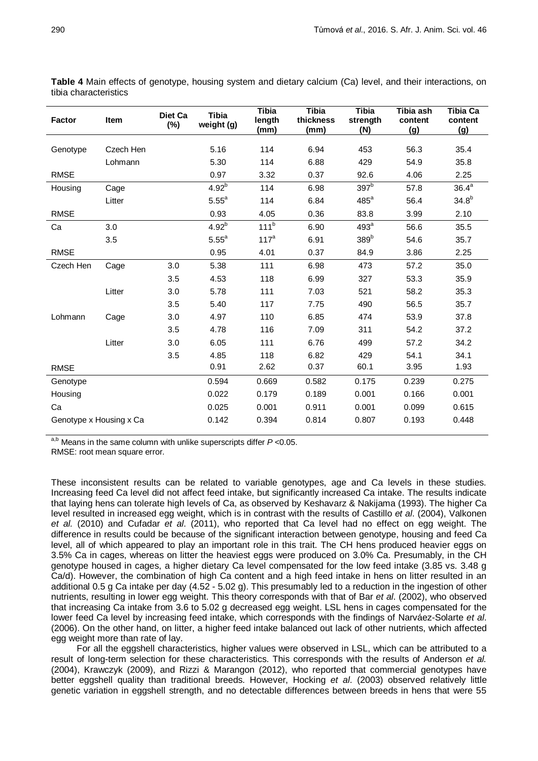**Table 4** Main effects of genotype, housing system and dietary calcium (Ca) level, and their interactions, on tibia characteristics

| Factor | Item | Diet Ca (%) | Tibia weight (g) | Tibia length (mm) | Tibia thickness (mm) | Tibia strength (N) | Tibia ash content (g) | Tibia Ca content (g) |
|---|---|---|---|---|---|---|---|---|
| Genotype | Czech Hen | | 5.16 | 114 | 6.94 | 453 | 56.3 | 35.4 |
| | Lohmann | | 5.30 | 114 | 6.88 | 429 | 54.9 | 35.8 |
| RMSE | | | 0.97 | 3.32 | 0.37 | 92.6 | 4.06 | 2.25 |
| Housing | Cage | | 4.92[b] | 114 | 6.98 | 397[b] | 57.8 | 36.4[a] |
| | Litter | | 5.55[a] | 114 | 6.84 | 485[a] | 56.4 | 34.8[b] |
| RMSE | | | 0.93 | 4.05 | 0.36 | 83.8 | 3.99 | 2.10 |
| Ca | 3.0 | | 4.92[b] | 111[b] | 6.90 | 493[a] | 56.6 | 35.5 |
| | 3.5 | | 5.55[a] | 117[a] | 6.91 | 389[b] | 54.6 | 35.7 |
| RMSE | | | 0.95 | 4.01 | 0.37 | 84.9 | 3.86 | 2.25 |
| Czech Hen | Cage | 3.0 | 5.38 | 111 | 6.98 | 473 | 57.2 | 35.0 |
| | | 3.5 | 4.53 | 118 | 6.99 | 327 | 53.3 | 35.9 |
| | Litter | 3.0 | 5.78 | 111 | 7.03 | 521 | 58.2 | 35.3 |
| | | 3.5 | 5.40 | 117 | 7.75 | 490 | 56.5 | 35.7 |
| Lohmann | Cage | 3.0 | 4.97 | 110 | 6.85 | 474 | 53.9 | 37.8 |
| | | 3.5 | 4.78 | 116 | 7.09 | 311 | 54.2 | 37.2 |
| | Litter | 3.0 | 6.05 | 111 | 6.76 | 499 | 57.2 | 34.2 |
| | | 3.5 | 4.85 | 118 | 6.82 | 429 | 54.1 | 34.1 |
| RMSE | | | 0.91 | 2.62 | 0.37 | 60.1 | 3.95 | 1.93 |
| Genotype | | | 0.594 | 0.669 | 0.582 | 0.175 | 0.239 | 0.275 |
| Housing | | | 0.022 | 0.179 | 0.189 | 0.001 | 0.166 | 0.001 |
| Ca | | | 0.025 | 0.001 | 0.911 | 0.001 | 0.099 | 0.615 |
| Genotype x Housing x Ca | | | 0.142 | 0.394 | 0.814 | 0.807 | 0.193 | 0.448 |

[a,b] Means in the same column with unlike superscripts differ $P$ <0.05.

RMSE: root mean square error.

These inconsistent results can be related to variable genotypes, age and Ca levels in these studies. Increasing feed Ca level did not affect feed intake, but significantly increased Ca intake. The results indicate that laying hens can tolerate high levels of Ca, as observed by Keshavarz & Nakijama (1993). The higher Ca level resulted in increased egg weight, which is in contrast with the results of Castillo *et al*. (2004), Valkonen *et al.* (2010) and Cufadar *et al*. (2011), who reported that Ca level had no effect on egg weight. The difference in results could be because of the significant interaction between genotype, housing and feed Ca level, all of which appeared to play an important role in this trait. The CH hens produced heavier eggs on 3.5% Ca in cages, whereas on litter the heaviest eggs were produced on 3.0% Ca. Presumably, in the CH genotype housed in cages, a higher dietary Ca level compensated for the low feed intake (3.85 vs. 3.48 g Ca/d). However, the combination of high Ca content and a high feed intake in hens on litter resulted in an additional 0.5 g Ca intake per day (4.52 - 5.02 g). This presumably led to a reduction in the ingestion of other nutrients, resulting in lower egg weight. This theory corresponds with that of Bar *et al*. (2002), who observed that increasing Ca intake from 3.6 to 5.02 g decreased egg weight. LSL hens in cages compensated for the lower feed Ca level by increasing feed intake, which corresponds with the findings of Narváez-Solarte *et al*. (2006). On the other hand, on litter, a higher feed intake balanced out lack of other nutrients, which affected egg weight more than rate of lay.

For all the eggshell characteristics, higher values were observed in LSL, which can be attributed to a result of long-term selection for these characteristics. This corresponds with the results of Anderson *et al.* (2004), Krawczyk (2009), and Rizzi & Marangon (2012), who reported that commercial genotypes have better eggshell quality than traditional breeds. However, Hocking *et al*. (2003) observed relatively little genetic variation in eggshell strength, and no detectable differences between breeds in hens that were 55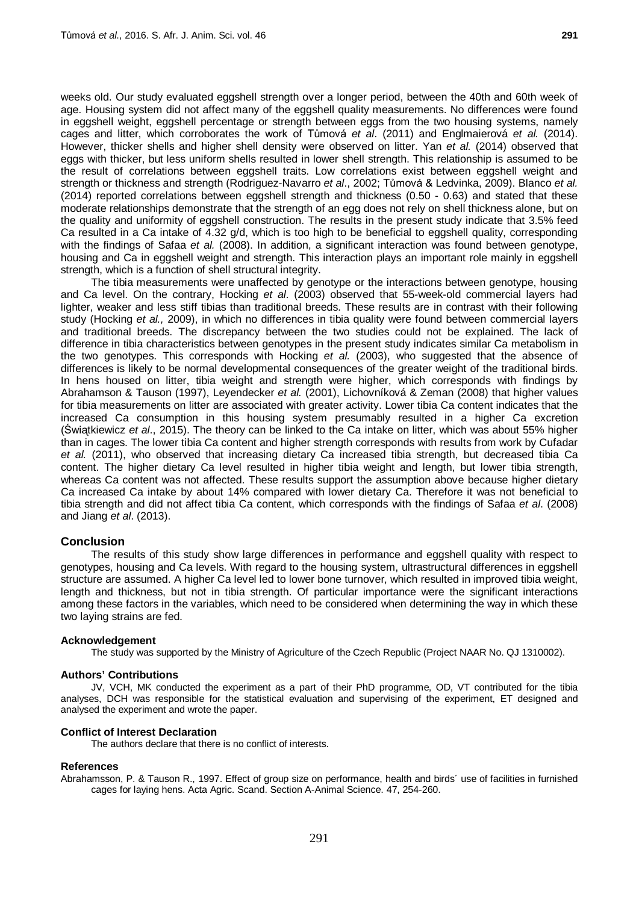weeks old. Our study evaluated eggshell strength over a longer period, between the 40th and 60th week of age. Housing system did not affect many of the eggshell quality measurements. No differences were found in eggshell weight, eggshell percentage or strength between eggs from the two housing systems, namely cages and litter, which corroborates the work of Tůmová *et al*. (2011) and Englmaierová *et al.* (2014). However, thicker shells and higher shell density were observed on litter. Yan *et al.* (2014) observed that eggs with thicker, but less uniform shells resulted in lower shell strength. This relationship is assumed to be the result of correlations between eggshell traits. Low correlations exist between eggshell weight and strength or thickness and strength (Rodriguez-Navarro *et al*., 2002; Tůmová & Ledvinka, 2009). Blanco *et al.* (2014) reported correlations between eggshell strength and thickness (0.50 - 0.63) and stated that these moderate relationships demonstrate that the strength of an egg does not rely on shell thickness alone, but on the quality and uniformity of eggshell construction. The results in the present study indicate that 3.5% feed Ca resulted in a Ca intake of 4.32 g/d, which is too high to be beneficial to eggshell quality, corresponding with the findings of Safaa *et al.* (2008). In addition, a significant interaction was found between genotype, housing and Ca in eggshell weight and strength. This interaction plays an important role mainly in eggshell strength, which is a function of shell structural integrity.

The tibia measurements were unaffected by genotype or the interactions between genotype, housing and Ca level. On the contrary, Hocking *et al*. (2003) observed that 55-week-old commercial layers had lighter, weaker and less stiff tibias than traditional breeds. These results are in contrast with their following study (Hocking *et al.,* 2009), in which no differences in tibia quality were found between commercial layers and traditional breeds. The discrepancy between the two studies could not be explained. The lack of difference in tibia characteristics between genotypes in the present study indicates similar Ca metabolism in the two genotypes. This corresponds with Hocking *et al.* (2003), who suggested that the absence of differences is likely to be normal developmental consequences of the greater weight of the traditional birds. In hens housed on litter, tibia weight and strength were higher, which corresponds with findings by Abrahamson & Tauson (1997), Leyendecker *et al.* (2001), Lichovníková & Zeman (2008) that higher values for tibia measurements on litter are associated with greater activity. Lower tibia Ca content indicates that the increased Ca consumption in this housing system presumably resulted in a higher Ca excretion (Świątkiewicz *et al*., 2015). The theory can be linked to the Ca intake on litter, which was about 55% higher than in cages. The lower tibia Ca content and higher strength corresponds with results from work by Cufadar *et al.* (2011), who observed that increasing dietary Ca increased tibia strength, but decreased tibia Ca content. The higher dietary Ca level resulted in higher tibia weight and length, but lower tibia strength, whereas Ca content was not affected. These results support the assumption above because higher dietary Ca increased Ca intake by about 14% compared with lower dietary Ca. Therefore it was not beneficial to tibia strength and did not affect tibia Ca content, which corresponds with the findings of Safaa *et al*. (2008) and Jiang *et al*. (2013).

## Conclusion

The results of this study show large differences in performance and eggshell quality with respect to genotypes, housing and Ca levels. With regard to the housing system, ultrastructural differences in eggshell structure are assumed. A higher Ca level led to lower bone turnover, which resulted in improved tibia weight, length and thickness, but not in tibia strength. Of particular importance were the significant interactions among these factors in the variables, which need to be considered when determining the way in which these two laying strains are fed.

### Acknowledgement

The study was supported by the Ministry of Agriculture of the Czech Republic (Project NAAR No. QJ 1310002).

### Authors' Contributions

JV, VCH, MK conducted the experiment as a part of their PhD programme, OD, VT contributed for the tibia analyses, DCH was responsible for the statistical evaluation and supervising of the experiment, ET designed and analysed the experiment and wrote the paper.

### Conflict of Interest Declaration

The authors declare that there is no conflict of interests.

### References

Abrahamsson, P. & Tauson R., 1997. Effect of group size on performance, health and birds´ use of facilities in furnished cages for laying hens. Acta Agric. Scand. Section A-Animal Science. 47, 254-260.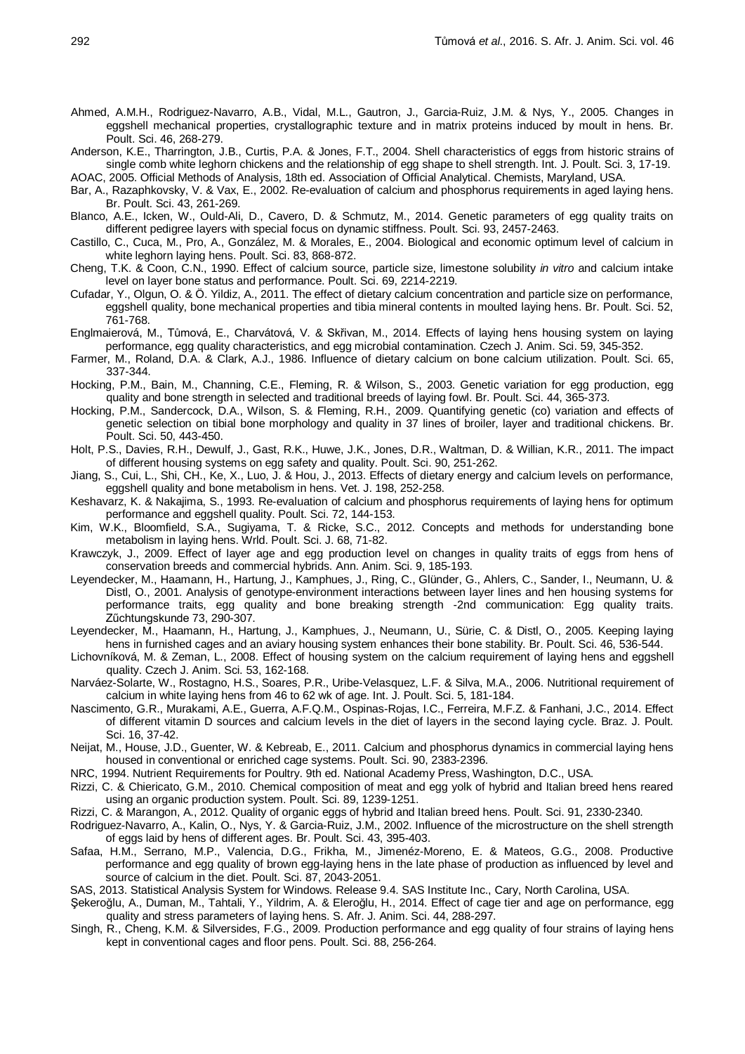Ahmed, A.M.H., Rodriguez-Navarro, A.B., Vidal, M.L., Gautron, J., Garcia-Ruiz, J.M. & Nys, Y., 2005. Changes in eggshell mechanical properties, crystallographic texture and in matrix proteins induced by moult in hens. Br. Poult. Sci. 46, 268-279.

Anderson, K.E., Tharrington, J.B., Curtis, P.A. & Jones, F.T., 2004. Shell characteristics of eggs from historic strains of single comb white leghorn chickens and the relationship of egg shape to shell strength. Int. J. Poult. Sci. 3, 17-19.

AOAC, 2005. Official Methods of Analysis, 18th ed. Association of Official Analytical. Chemists, Maryland, USA.

Bar, A., Razaphkovsky, V. & Vax, E., 2002. Re-evaluation of calcium and phosphorus requirements in aged laying hens. Br. Poult. Sci. 43, 261-269.

Blanco, A.E., Icken, W., Ould-Ali, D., Cavero, D. & Schmutz, M., 2014. Genetic parameters of egg quality traits on different pedigree layers with special focus on dynamic stiffness. Poult. Sci. 93, 2457-2463.

Castillo, C., Cuca, M., Pro, A., González, M. & Morales, E., 2004. Biological and economic optimum level of calcium in white leghorn laying hens. Poult. Sci. 83, 868-872.

Cheng, T.K. & Coon, C.N., 1990. Effect of calcium source, particle size, limestone solubility *in vitro* and calcium intake level on layer bone status and performance. Poult. Sci. 69, 2214-2219.

Cufadar, Y., Olgun, O. & Ö. Yildiz, A., 2011. The effect of dietary calcium concentration and particle size on performance, eggshell quality, bone mechanical properties and tibia mineral contents in moulted laying hens. Br. Poult. Sci. 52, 761-768.

Englmaierová, M., Tůmová, E., Charvátová, V. & Skřivan, M., 2014. Effects of laying hens housing system on laying performance, egg quality characteristics, and egg microbial contamination. Czech J. Anim. Sci. 59, 345-352.

Farmer, M., Roland, D.A. & Clark, A.J., 1986. Influence of dietary calcium on bone calcium utilization. Poult. Sci. 65, 337-344.

Hocking, P.M., Bain, M., Channing, C.E., Fleming, R. & Wilson, S., 2003. Genetic variation for egg production, egg quality and bone strength in selected and traditional breeds of laying fowl. Br. Poult. Sci. 44, 365-373.

Hocking, P.M., Sandercock, D.A., Wilson, S. & Fleming, R.H., 2009. Quantifying genetic (co) variation and effects of genetic selection on tibial bone morphology and quality in 37 lines of broiler, layer and traditional chickens. Br. Poult. Sci. 50, 443-450.

Holt, P.S., Davies, R.H., Dewulf, J., Gast, R.K., Huwe, J.K., Jones, D.R., Waltman, D. & Willian, K.R., 2011. The impact of different housing systems on egg safety and quality. Poult. Sci. 90, 251-262.

Jiang, S., Cui, L., Shi, CH., Ke, X., Luo, J. & Hou, J., 2013. Effects of dietary energy and calcium levels on performance, eggshell quality and bone metabolism in hens. Vet. J. 198, 252-258.

Keshavarz, K. & Nakajima, S., 1993. Re-evaluation of calcium and phosphorus requirements of laying hens for optimum performance and eggshell quality. Poult. Sci. 72, 144-153.

Kim, W.K., Bloomfield, S.A., Sugiyama, T. & Ricke, S.C., 2012. Concepts and methods for understanding bone metabolism in laying hens. Wrld. Poult. Sci. J. 68, 71-82.

Krawczyk, J., 2009. Effect of layer age and egg production level on changes in quality traits of eggs from hens of conservation breeds and commercial hybrids. Ann. Anim. Sci. 9, 185-193.

Leyendecker, M., Haamann, H., Hartung, J., Kamphues, J., Ring, C., Glünder, G., Ahlers, C., Sander, I., Neumann, U. & Distl, O., 2001. Analysis of genotype-environment interactions between layer lines and hen housing systems for performance traits, egg quality and bone breaking strength -2nd communication: Egg quality traits. Zűchtungskunde 73, 290-307.

Leyendecker, M., Haamann, H., Hartung, J., Kamphues, J., Neumann, U., Sürie, C. & Distl, O., 2005. Keeping laying hens in furnished cages and an aviary housing system enhances their bone stability. Br. Poult. Sci. 46, 536-544.

Lichovníková, M. & Zeman, L., 2008. Effect of housing system on the calcium requirement of laying hens and eggshell quality. Czech J. Anim. Sci. 53, 162-168.

Narváez-Solarte, W., Rostagno, H.S., Soares, P.R., Uribe-Velasquez, L.F. & Silva, M.A., 2006. Nutritional requirement of calcium in white laying hens from 46 to 62 wk of age. Int. J. Poult. Sci. 5, 181-184.

Nascimento, G.R., Murakami, A.E., Guerra, A.F.Q.M., Ospinas-Rojas, I.C., Ferreira, M.F.Z. & Fanhani, J.C., 2014. Effect of different vitamin D sources and calcium levels in the diet of layers in the second laying cycle. Braz. J. Poult. Sci. 16, 37-42.

Neijat, M., House, J.D., Guenter, W. & Kebreab, E., 2011. Calcium and phosphorus dynamics in commercial laying hens housed in conventional or enriched cage systems. Poult. Sci. 90, 2383-2396.

NRC, 1994. Nutrient Requirements for Poultry. 9th ed. National Academy Press, Washington, D.C., USA.

Rizzi, C. & Chiericato, G.M., 2010. Chemical composition of meat and egg yolk of hybrid and Italian breed hens reared using an organic production system. Poult. Sci. 89, 1239-1251.

Rizzi, C. & Marangon, A., 2012. Quality of organic eggs of hybrid and Italian breed hens. Poult. Sci. 91, 2330-2340.

Rodriguez-Navarro, A., Kalin, O., Nys, Y. & Garcia-Ruiz, J.M., 2002. Influence of the microstructure on the shell strength of eggs laid by hens of different ages. Br. Poult. Sci. 43, 395-403.

Safaa, H.M., Serrano, M.P., Valencia, D.G., Frikha, M., Jimenéz-Moreno, E. & Mateos, G.G., 2008. Productive performance and egg quality of brown egg-laying hens in the late phase of production as influenced by level and source of calcium in the diet. Poult. Sci. 87, 2043-2051.

SAS, 2013. Statistical Analysis System for Windows. Release 9.4. SAS Institute Inc., Cary, North Carolina, USA.

Şekeroğlu, A., Duman, M., Tahtali, Y., Yildrim, A. & Eleroğlu, H., 2014. Effect of cage tier and age on performance, egg quality and stress parameters of laying hens. S. Afr. J. Anim. Sci. 44, 288-297.

Singh, R., Cheng, K.M. & Silversides, F.G., 2009. Production performance and egg quality of four strains of laying hens kept in conventional cages and floor pens. Poult. Sci. 88, 256-264.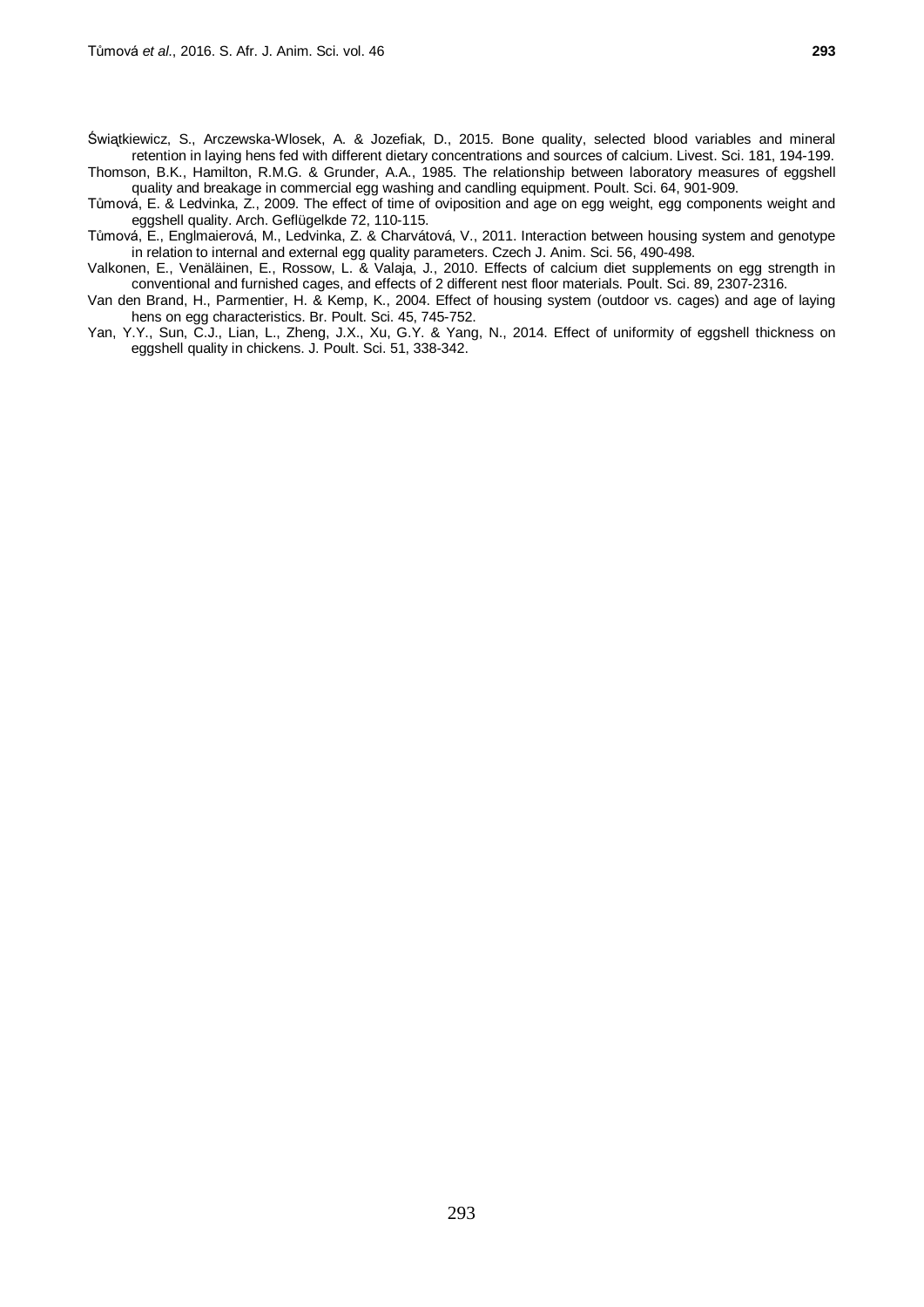Świątkiewicz, S., Arczewska-Wlosek, A. & Jozefiak, D., 2015. Bone quality, selected blood variables and mineral retention in laying hens fed with different dietary concentrations and sources of calcium. Livest. Sci. 181, 194-199.

Thomson, B.K., Hamilton, R.M.G. & Grunder, A.A., 1985. The relationship between laboratory measures of eggshell quality and breakage in commercial egg washing and candling equipment. Poult. Sci. 64, 901-909.

Tůmová, E. & Ledvinka, Z., 2009. The effect of time of oviposition and age on egg weight, egg components weight and eggshell quality. Arch. Geflügelkde 72, 110-115.

Tůmová, E., Englmaierová, M., Ledvinka, Z. & Charvátová, V., 2011. Interaction between housing system and genotype in relation to internal and external egg quality parameters. Czech J. Anim. Sci. 56, 490-498.

Valkonen, E., Venäläinen, E., Rossow, L. & Valaja, J., 2010. Effects of calcium diet supplements on egg strength in conventional and furnished cages, and effects of 2 different nest floor materials. Poult. Sci. 89, 2307-2316.

Van den Brand, H., Parmentier, H. & Kemp, K., 2004. Effect of housing system (outdoor vs. cages) and age of laying hens on egg characteristics. Br. Poult. Sci. 45, 745-752.

Yan, Y.Y., Sun, C.J., Lian, L., Zheng, J.X., Xu, G.Y. & Yang, N., 2014. Effect of uniformity of eggshell thickness on eggshell quality in chickens. J. Poult. Sci. 51, 338-342.